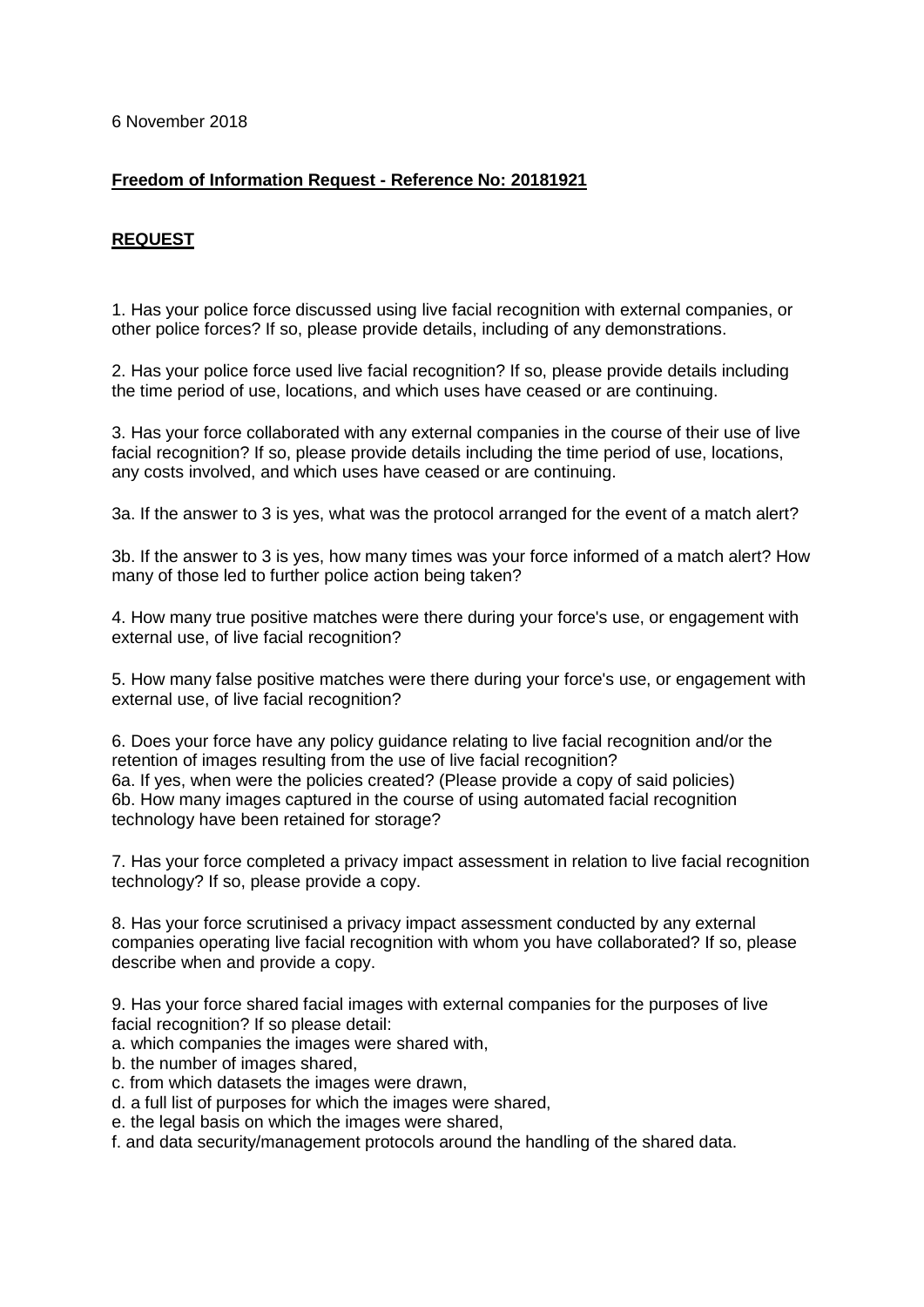6 November 2018

**Freedom of Information Request - Reference No: 20181921**

**REQUEST**

1. Has your police force discussed using live facial recognition with external companies, or other police forces? If so, please provide details, including of any demonstrations.

2. Has your police force used live facial recognition? If so, please provide details including the time period of use, locations, and which uses have ceased or are continuing.

3. Has your force collaborated with any external companies in the course of their use of live facial recognition? If so, please provide details including the time period of use, locations, any costs involved, and which uses have ceased or are continuing.

3a. If the answer to 3 is yes, what was the protocol arranged for the event of a match alert?

3b. If the answer to 3 is yes, how many times was your force informed of a match alert? How many of those led to further police action being taken?

4. How many true positive matches were there during your force's use, or engagement with external use, of live facial recognition?

5. How many false positive matches were there during your force's use, or engagement with external use, of live facial recognition?

6. Does your force have any policy guidance relating to live facial recognition and/or the retention of images resulting from the use of live facial recognition?
6a. If yes, when were the policies created? (Please provide a copy of said policies)
6b. How many images captured in the course of using automated facial recognition technology have been retained for storage?

7. Has your force completed a privacy impact assessment in relation to live facial recognition technology? If so, please provide a copy.

8. Has your force scrutinised a privacy impact assessment conducted by any external companies operating live facial recognition with whom you have collaborated? If so, please describe when and provide a copy.

9. Has your force shared facial images with external companies for the purposes of live facial recognition? If so please detail:
a. which companies the images were shared with,
b. the number of images shared,
c. from which datasets the images were drawn,
d. a full list of purposes for which the images were shared,
e. the legal basis on which the images were shared,
f. and data security/management protocols around the handling of the shared data.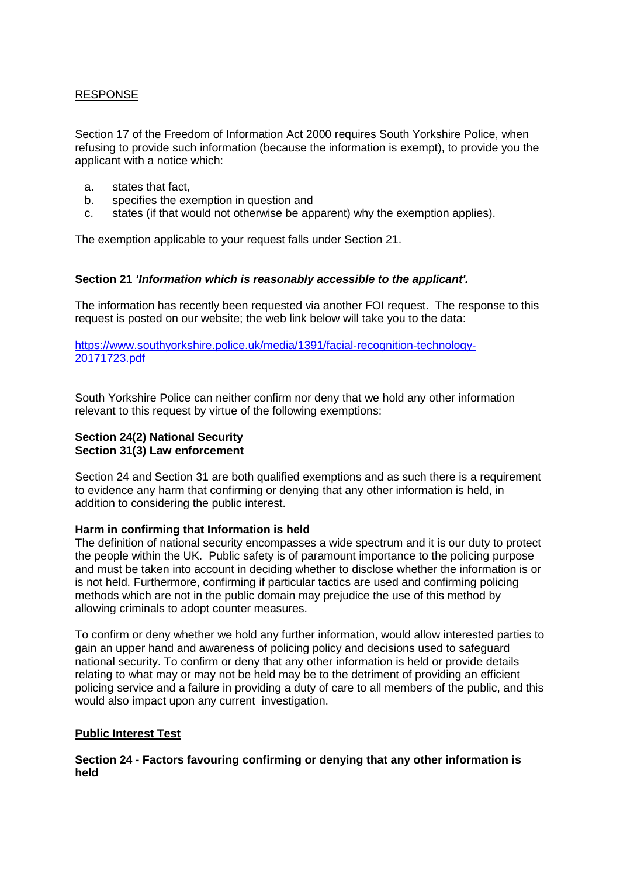<u>RESPONSE</u>

Section 17 of the Freedom of Information Act 2000 requires South Yorkshire Police, when refusing to provide such information (because the information is exempt), to provide you the applicant with a notice which:

a. states that fact,
b. specifies the exemption in question and
c. states (if that would not otherwise be apparent) why the exemption applies).

The exemption applicable to your request falls under Section 21.

**Section 21 *'Information which is reasonably accessible to the applicant'.***

The information has recently been requested via another FOI request. The response to this request is posted on our website; the web link below will take you to the data:

https://www.southyorkshire.police.uk/media/1391/facial-recognition-technology-20171723.pdf

South Yorkshire Police can neither confirm nor deny that we hold any other information relevant to this request by virtue of the following exemptions:

**Section 24(2) National Security**
**Section 31(3) Law enforcement**

Section 24 and Section 31 are both qualified exemptions and as such there is a requirement to evidence any harm that confirming or denying that any other information is held, in addition to considering the public interest.

**Harm in confirming that Information is held**
The definition of national security encompasses a wide spectrum and it is our duty to protect the people within the UK. Public safety is of paramount importance to the policing purpose and must be taken into account in deciding whether to disclose whether the information is or is not held. Furthermore, confirming if particular tactics are used and confirming policing methods which are not in the public domain may prejudice the use of this method by allowing criminals to adopt counter measures.

To confirm or deny whether we hold any further information, would allow interested parties to gain an upper hand and awareness of policing policy and decisions used to safeguard national security. To confirm or deny that any other information is held or provide details relating to what may or may not be held may be to the detriment of providing an efficient policing service and a failure in providing a duty of care to all members of the public, and this would also impact upon any current investigation.

**<u>Public Interest Test</u>**

**Section 24 - Factors favouring confirming or denying that any other information is held**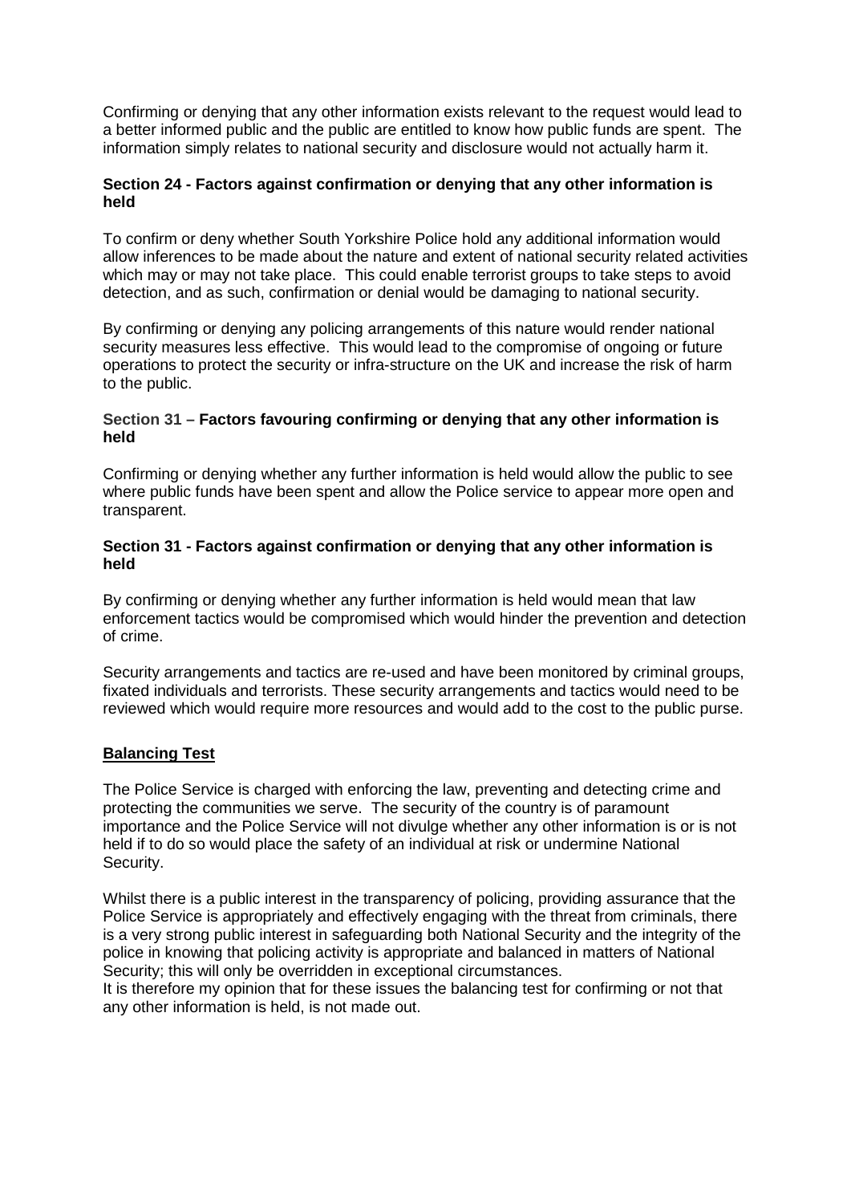Confirming or denying that any other information exists relevant to the request would lead to a better informed public and the public are entitled to know how public funds are spent. The information simply relates to national security and disclosure would not actually harm it.

**Section 24 - Factors against confirmation or denying that any other information is held**

To confirm or deny whether South Yorkshire Police hold any additional information would allow inferences to be made about the nature and extent of national security related activities which may or may not take place. This could enable terrorist groups to take steps to avoid detection, and as such, confirmation or denial would be damaging to national security.

By confirming or denying any policing arrangements of this nature would render national security measures less effective. This would lead to the compromise of ongoing or future operations to protect the security or infra-structure on the UK and increase the risk of harm to the public.

**Section 31 – Factors favouring confirming or denying that any other information is held**

Confirming or denying whether any further information is held would allow the public to see where public funds have been spent and allow the Police service to appear more open and transparent.

**Section 31 - Factors against confirmation or denying that any other information is held**

By confirming or denying whether any further information is held would mean that law enforcement tactics would be compromised which would hinder the prevention and detection of crime.

Security arrangements and tactics are re-used and have been monitored by criminal groups, fixated individuals and terrorists. These security arrangements and tactics would need to be reviewed which would require more resources and would add to the cost to the public purse.

**Balancing Test**

The Police Service is charged with enforcing the law, preventing and detecting crime and protecting the communities we serve. The security of the country is of paramount importance and the Police Service will not divulge whether any other information is or is not held if to do so would place the safety of an individual at risk or undermine National Security.

Whilst there is a public interest in the transparency of policing, providing assurance that the Police Service is appropriately and effectively engaging with the threat from criminals, there is a very strong public interest in safeguarding both National Security and the integrity of the police in knowing that policing activity is appropriate and balanced in matters of National Security; this will only be overridden in exceptional circumstances.
It is therefore my opinion that for these issues the balancing test for confirming or not that any other information is held, is not made out.